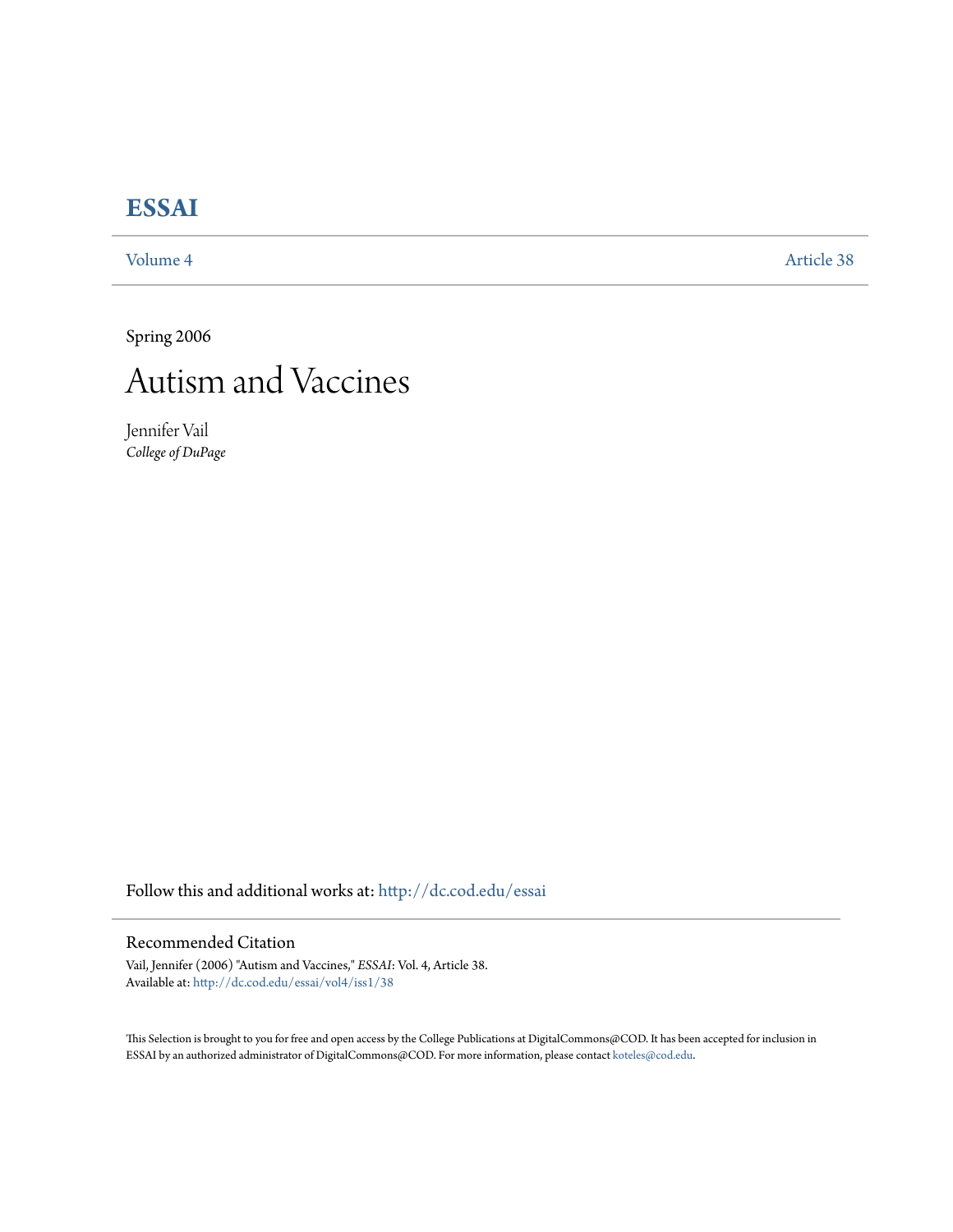# ESSAI

Volume 4 | Article 38

Spring 2006

# Autism and Vaccines

Jennifer Vail
*College of DuPage*

Follow this and additional works at: http://dc.cod.edu/essai

## Recommended Citation

Vail, Jennifer (2006) "Autism and Vaccines," *ESSAI*: Vol. 4, Article 38.
Available at: http://dc.cod.edu/essai/vol4/iss1/38

This Selection is brought to you for free and open access by the College Publications at DigitalCommons@COD. It has been accepted for inclusion in ESSAI by an authorized administrator of DigitalCommons@COD. For more information, please contact koteles@cod.edu.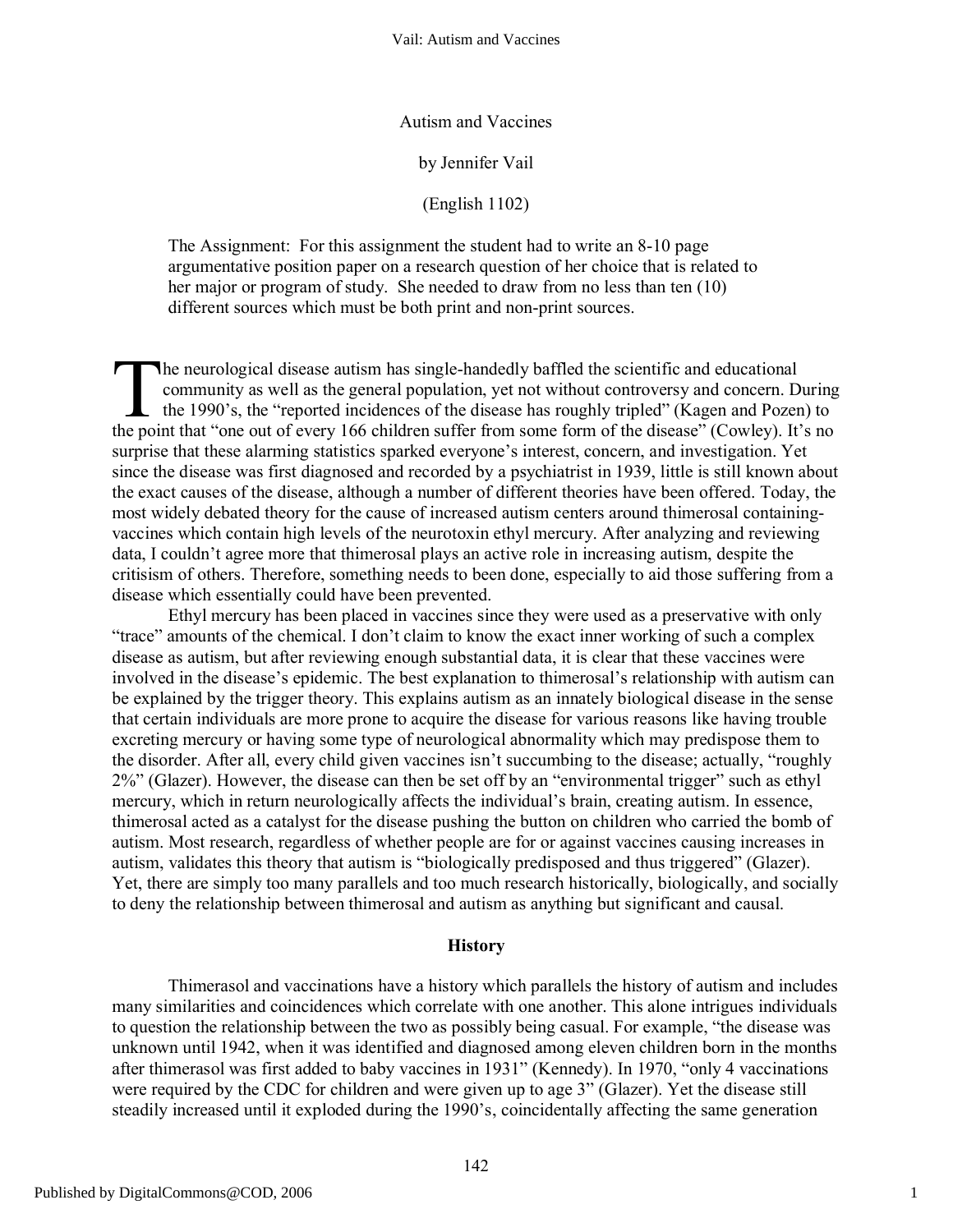# Autism and Vaccines

by Jennifer Vail

(English 1102)

> The Assignment: For this assignment the student had to write an 8-10 page argumentative position paper on a research question of her choice that is related to her major or program of study. She needed to draw from no less than ten (10) different sources which must be both print and non-print sources.

The neurological disease autism has single-handedly baffled the scientific and educational community as well as the general population, yet not without controversy and concern. During the 1990's, the "reported incidences of the disease has roughly tripled" (Kagen and Pozen) to the point that "one out of every 166 children suffer from some form of the disease" (Cowley). It's no surprise that these alarming statistics sparked everyone's interest, concern, and investigation. Yet since the disease was first diagnosed and recorded by a psychiatrist in 1939, little is still known about the exact causes of the disease, although a number of different theories have been offered. Today, the most widely debated theory for the cause of increased autism centers around thimerosal containing-vaccines which contain high levels of the neurotoxin ethyl mercury. After analyzing and reviewing data, I couldn't agree more that thimerosal plays an active role in increasing autism, despite the critisism of others. Therefore, something needs to been done, especially to aid those suffering from a disease which essentially could have been prevented.

Ethyl mercury has been placed in vaccines since they were used as a preservative with only "trace" amounts of the chemical. I don't claim to know the exact inner working of such a complex disease as autism, but after reviewing enough substantial data, it is clear that these vaccines were involved in the disease's epidemic. The best explanation to thimerosal's relationship with autism can be explained by the trigger theory. This explains autism as an innately biological disease in the sense that certain individuals are more prone to acquire the disease for various reasons like having trouble excreting mercury or having some type of neurological abnormality which may predispose them to the disorder. After all, every child given vaccines isn't succumbing to the disease; actually, "roughly 2%" (Glazer). However, the disease can then be set off by an "environmental trigger" such as ethyl mercury, which in return neurologically affects the individual's brain, creating autism. In essence, thimerosal acted as a catalyst for the disease pushing the button on children who carried the bomb of autism. Most research, regardless of whether people are for or against vaccines causing increases in autism, validates this theory that autism is "biologically predisposed and thus triggered" (Glazer). Yet, there are simply too many parallels and too much research historically, biologically, and socially to deny the relationship between thimerosal and autism as anything but significant and causal.

## History

Thimerasol and vaccinations have a history which parallels the history of autism and includes many similarities and coincidences which correlate with one another. This alone intrigues individuals to question the relationship between the two as possibly being casual. For example, "the disease was unknown until 1942, when it was identified and diagnosed among eleven children born in the months after thimerasol was first added to baby vaccines in 1931" (Kennedy). In 1970, "only 4 vaccinations were required by the CDC for children and were given up to age 3" (Glazer). Yet the disease still steadily increased until it exploded during the 1990's, coincidentally affecting the same generation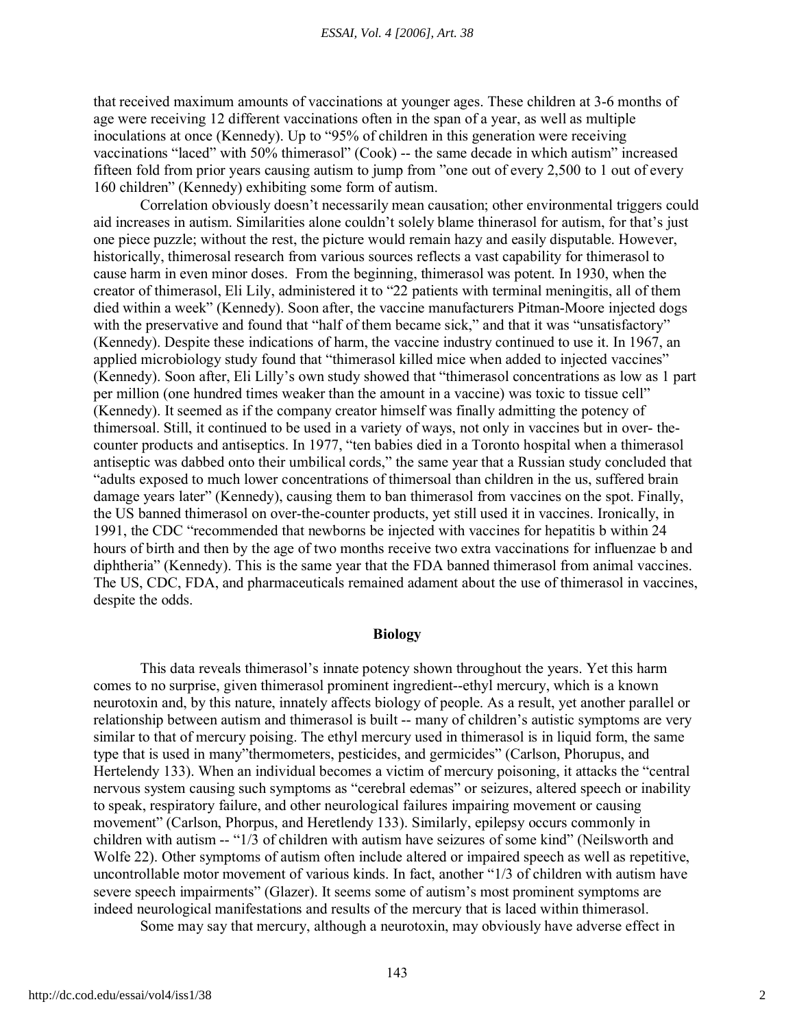that received maximum amounts of vaccinations at younger ages. These children at 3-6 months of age were receiving 12 different vaccinations often in the span of a year, as well as multiple inoculations at once (Kennedy). Up to "95% of children in this generation were receiving vaccinations "laced" with 50% thimerasol" (Cook) -- the same decade in which autism" increased fifteen fold from prior years causing autism to jump from "one out of every 2,500 to 1 out of every 160 children" (Kennedy) exhibiting some form of autism.

Correlation obviously doesn't necessarily mean causation; other environmental triggers could aid increases in autism. Similarities alone couldn't solely blame thinerasol for autism, for that's just one piece puzzle; without the rest, the picture would remain hazy and easily disputable. However, historically, thimerosal research from various sources reflects a vast capability for thimerasol to cause harm in even minor doses. From the beginning, thimerasol was potent. In 1930, when the creator of thimerasol, Eli Lily, administered it to "22 patients with terminal meningitis, all of them died within a week" (Kennedy). Soon after, the vaccine manufacturers Pitman-Moore injected dogs with the preservative and found that "half of them became sick," and that it was "unsatisfactory" (Kennedy). Despite these indications of harm, the vaccine industry continued to use it. In 1967, an applied microbiology study found that "thimerasol killed mice when added to injected vaccines" (Kennedy). Soon after, Eli Lilly's own study showed that "thimerasol concentrations as low as 1 part per million (one hundred times weaker than the amount in a vaccine) was toxic to tissue cell" (Kennedy). It seemed as if the company creator himself was finally admitting the potency of thimersoal. Still, it continued to be used in a variety of ways, not only in vaccines but in over- the-counter products and antiseptics. In 1977, "ten babies died in a Toronto hospital when a thimerasol antiseptic was dabbed onto their umbilical cords," the same year that a Russian study concluded that "adults exposed to much lower concentrations of thimersoal than children in the us, suffered brain damage years later" (Kennedy), causing them to ban thimerasol from vaccines on the spot. Finally, the US banned thimerasol on over-the-counter products, yet still used it in vaccines. Ironically, in 1991, the CDC "recommended that newborns be injected with vaccines for hepatitis b within 24 hours of birth and then by the age of two months receive two extra vaccinations for influenzae b and diphtheria" (Kennedy). This is the same year that the FDA banned thimerasol from animal vaccines. The US, CDC, FDA, and pharmaceuticals remained adament about the use of thimerasol in vaccines, despite the odds.

## Biology

This data reveals thimerasol's innate potency shown throughout the years. Yet this harm comes to no surprise, given thimerasol prominent ingredient--ethyl mercury, which is a known neurotoxin and, by this nature, innately affects biology of people. As a result, yet another parallel or relationship between autism and thimerasol is built -- many of children's autistic symptoms are very similar to that of mercury poising. The ethyl mercury used in thimerasol is in liquid form, the same type that is used in many"thermometers, pesticides, and germicides" (Carlson, Phorupus, and Hertelendy 133). When an individual becomes a victim of mercury poisoning, it attacks the "central nervous system causing such symptoms as "cerebral edemas" or seizures, altered speech or inability to speak, respiratory failure, and other neurological failures impairing movement or causing movement" (Carlson, Phorpus, and Heretlendy 133). Similarly, epilepsy occurs commonly in children with autism -- "1/3 of children with autism have seizures of some kind" (Neilsworth and Wolfe 22). Other symptoms of autism often include altered or impaired speech as well as repetitive, uncontrollable motor movement of various kinds. In fact, another "1/3 of children with autism have severe speech impairments" (Glazer). It seems some of autism's most prominent symptoms are indeed neurological manifestations and results of the mercury that is laced within thimerasol.

Some may say that mercury, although a neurotoxin, may obviously have adverse effect in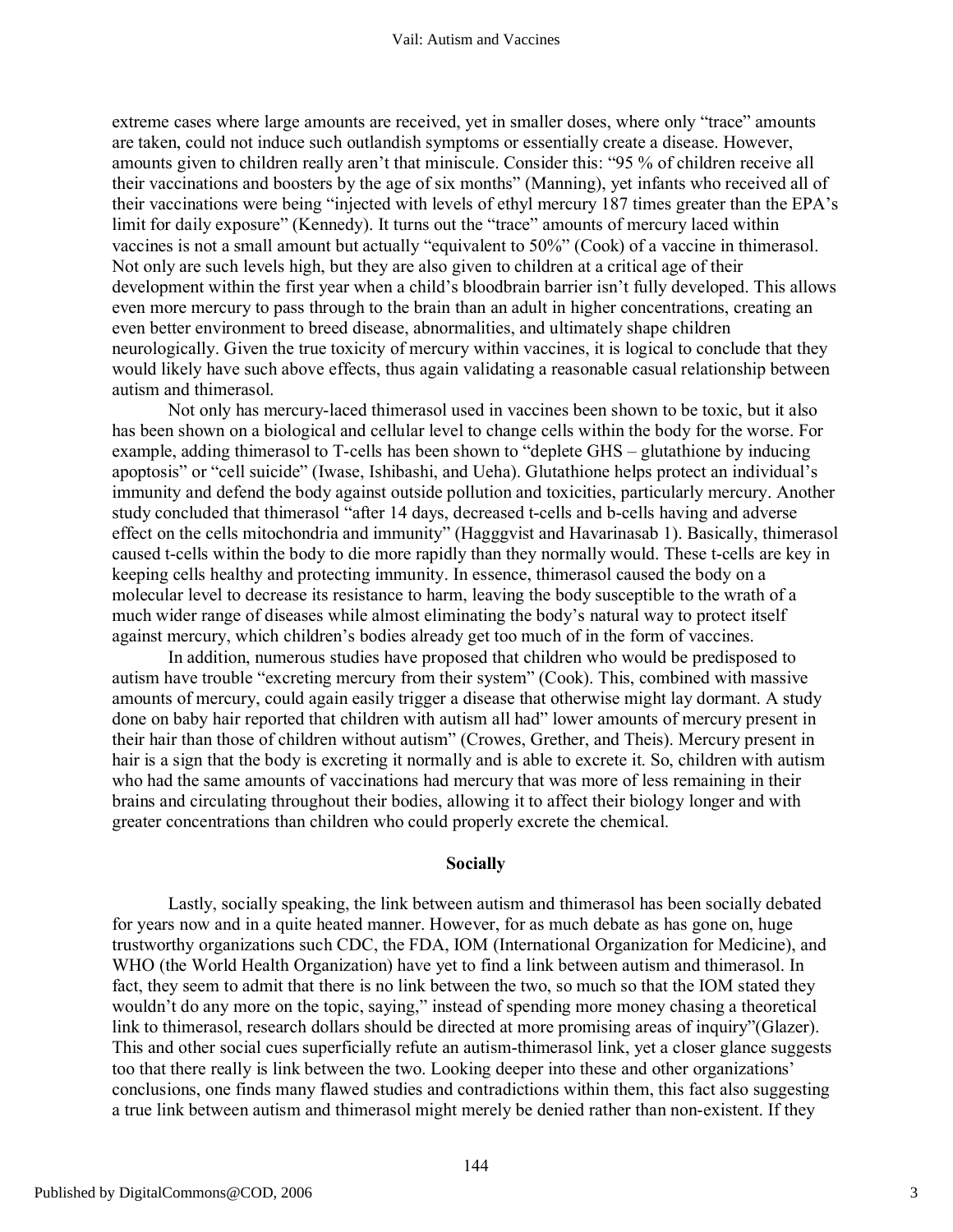extreme cases where large amounts are received, yet in smaller doses, where only "trace" amounts are taken, could not induce such outlandish symptoms or essentially create a disease. However, amounts given to children really aren't that miniscule. Consider this: "95 % of children receive all their vaccinations and boosters by the age of six months" (Manning), yet infants who received all of their vaccinations were being "injected with levels of ethyl mercury 187 times greater than the EPA's limit for daily exposure" (Kennedy). It turns out the "trace" amounts of mercury laced within vaccines is not a small amount but actually "equivalent to 50%" (Cook) of a vaccine in thimerasol. Not only are such levels high, but they are also given to children at a critical age of their development within the first year when a child's bloodbrain barrier isn't fully developed. This allows even more mercury to pass through to the brain than an adult in higher concentrations, creating an even better environment to breed disease, abnormalities, and ultimately shape children neurologically. Given the true toxicity of mercury within vaccines, it is logical to conclude that they would likely have such above effects, thus again validating a reasonable casual relationship between autism and thimerasol.

Not only has mercury-laced thimerasol used in vaccines been shown to be toxic, but it also has been shown on a biological and cellular level to change cells within the body for the worse. For example, adding thimerasol to T-cells has been shown to "deplete GHS – glutathione by inducing apoptosis" or "cell suicide" (Iwase, Ishibashi, and Ueha). Glutathione helps protect an individual's immunity and defend the body against outside pollution and toxicities, particularly mercury. Another study concluded that thimerasol "after 14 days, decreased t-cells and b-cells having and adverse effect on the cells mitochondria and immunity" (Hagggvist and Havarinasab 1). Basically, thimerasol caused t-cells within the body to die more rapidly than they normally would. These t-cells are key in keeping cells healthy and protecting immunity. In essence, thimerasol caused the body on a molecular level to decrease its resistance to harm, leaving the body susceptible to the wrath of a much wider range of diseases while almost eliminating the body's natural way to protect itself against mercury, which children's bodies already get too much of in the form of vaccines.

In addition, numerous studies have proposed that children who would be predisposed to autism have trouble "excreting mercury from their system" (Cook). This, combined with massive amounts of mercury, could again easily trigger a disease that otherwise might lay dormant. A study done on baby hair reported that children with autism all had" lower amounts of mercury present in their hair than those of children without autism" (Crowes, Grether, and Theis). Mercury present in hair is a sign that the body is excreting it normally and is able to excrete it. So, children with autism who had the same amounts of vaccinations had mercury that was more of less remaining in their brains and circulating throughout their bodies, allowing it to affect their biology longer and with greater concentrations than children who could properly excrete the chemical.

## Socially

Lastly, socially speaking, the link between autism and thimerasol has been socially debated for years now and in a quite heated manner. However, for as much debate as has gone on, huge trustworthy organizations such CDC, the FDA, IOM (International Organization for Medicine), and WHO (the World Health Organization) have yet to find a link between autism and thimerasol. In fact, they seem to admit that there is no link between the two, so much so that the IOM stated they wouldn't do any more on the topic, saying," instead of spending more money chasing a theoretical link to thimerasol, research dollars should be directed at more promising areas of inquiry"(Glazer). This and other social cues superficially refute an autism-thimerasol link, yet a closer glance suggests too that there really is link between the two. Looking deeper into these and other organizations' conclusions, one finds many flawed studies and contradictions within them, this fact also suggesting a true link between autism and thimerasol might merely be denied rather than non-existent. If they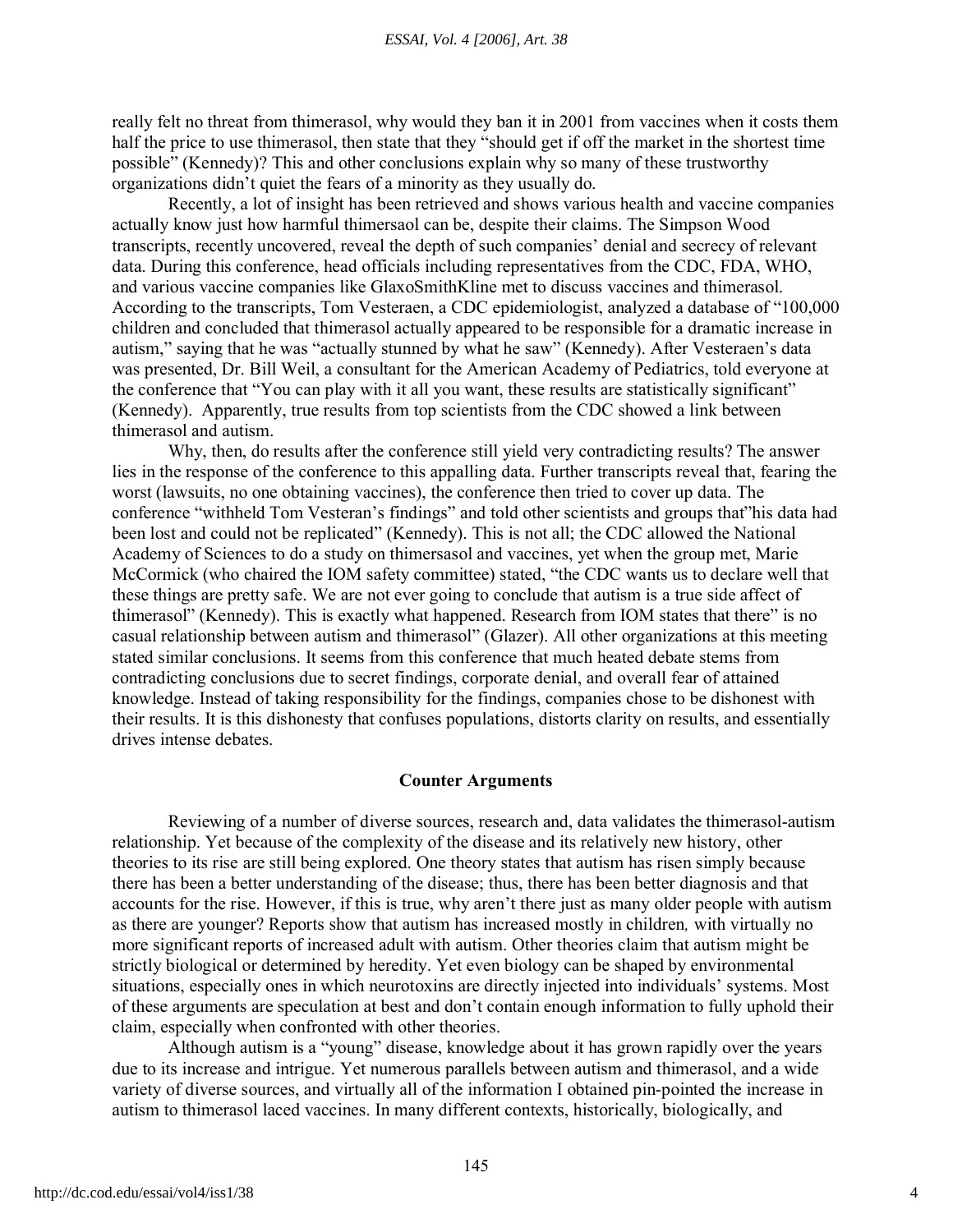really felt no threat from thimerasol, why would they ban it in 2001 from vaccines when it costs them half the price to use thimerasol, then state that they "should get if off the market in the shortest time possible" (Kennedy)? This and other conclusions explain why so many of these trustworthy organizations didn't quiet the fears of a minority as they usually do.

Recently, a lot of insight has been retrieved and shows various health and vaccine companies actually know just how harmful thimersaol can be, despite their claims. The Simpson Wood transcripts, recently uncovered, reveal the depth of such companies' denial and secrecy of relevant data. During this conference, head officials including representatives from the CDC, FDA, WHO, and various vaccine companies like GlaxoSmithKline met to discuss vaccines and thimerasol. According to the transcripts, Tom Vesteraen, a CDC epidemiologist, analyzed a database of "100,000 children and concluded that thimerasol actually appeared to be responsible for a dramatic increase in autism," saying that he was "actually stunned by what he saw" (Kennedy). After Vesteraen's data was presented, Dr. Bill Weil, a consultant for the American Academy of Pediatrics, told everyone at the conference that "You can play with it all you want, these results are statistically significant" (Kennedy). Apparently, true results from top scientists from the CDC showed a link between thimerasol and autism.

Why, then, do results after the conference still yield very contradicting results? The answer lies in the response of the conference to this appalling data. Further transcripts reveal that, fearing the worst (lawsuits, no one obtaining vaccines), the conference then tried to cover up data. The conference "withheld Tom Vesteran's findings" and told other scientists and groups that"his data had been lost and could not be replicated" (Kennedy). This is not all; the CDC allowed the National Academy of Sciences to do a study on thimersasol and vaccines, yet when the group met, Marie McCormick (who chaired the IOM safety committee) stated, "the CDC wants us to declare well that these things are pretty safe. We are not ever going to conclude that autism is a true side affect of thimerasol" (Kennedy). This is exactly what happened. Research from IOM states that there" is no casual relationship between autism and thimerasol" (Glazer). All other organizations at this meeting stated similar conclusions. It seems from this conference that much heated debate stems from contradicting conclusions due to secret findings, corporate denial, and overall fear of attained knowledge. Instead of taking responsibility for the findings, companies chose to be dishonest with their results. It is this dishonesty that confuses populations, distorts clarity on results, and essentially drives intense debates.

### Counter Arguments

Reviewing of a number of diverse sources, research and, data validates the thimerasol-autism relationship. Yet because of the complexity of the disease and its relatively new history, other theories to its rise are still being explored. One theory states that autism has risen simply because there has been a better understanding of the disease; thus, there has been better diagnosis and that accounts for the rise. However, if this is true, why aren't there just as many older people with autism as there are younger? Reports show that autism has increased mostly in children*,* with virtually no more significant reports of increased adult with autism. Other theories claim that autism might be strictly biological or determined by heredity. Yet even biology can be shaped by environmental situations, especially ones in which neurotoxins are directly injected into individuals' systems. Most of these arguments are speculation at best and don't contain enough information to fully uphold their claim, especially when confronted with other theories.

Although autism is a "young" disease, knowledge about it has grown rapidly over the years due to its increase and intrigue. Yet numerous parallels between autism and thimerasol, and a wide variety of diverse sources, and virtually all of the information I obtained pin-pointed the increase in autism to thimerasol laced vaccines. In many different contexts, historically, biologically, and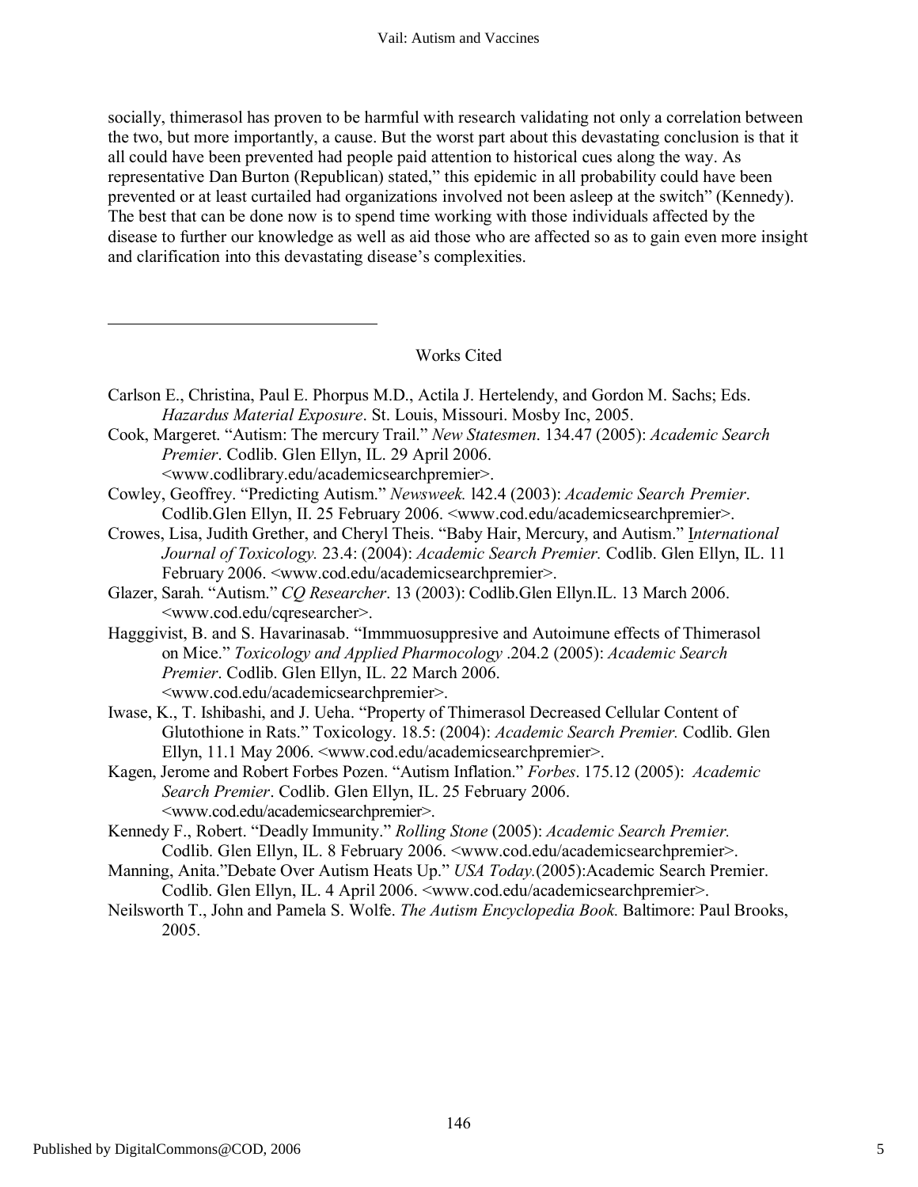socially, thimerasol has proven to be harmful with research validating not only a correlation between the two, but more importantly, a cause. But the worst part about this devastating conclusion is that it all could have been prevented had people paid attention to historical cues along the way. As representative Dan Burton (Republican) stated,” this epidemic in all probability could have been prevented or at least curtailed had organizations involved not been asleep at the switch” (Kennedy). The best that can be done now is to spend time working with those individuals affected by the disease to further our knowledge as well as aid those who are affected so as to gain even more insight and clarification into this devastating disease’s complexities.

---

Works Cited

Carlson E., Christina, Paul E. Phorpus M.D., Actila J. Hertelendy, and Gordon M. Sachs; Eds. *Hazardus Material Exposure*. St. Louis, Missouri. Mosby Inc, 2005.

Cook, Margeret. “Autism: The mercury Trail.” *New Statesmen*. 134.47 (2005): *Academic Search Premier*. Codlib. Glen Ellyn, IL. 29 April 2006. <www.codlibrary.edu/academicsearchpremier>.

Cowley, Geoffrey. “Predicting Autism.” *Newsweek.* l42.4 (2003): *Academic Search Premier*. Codlib.Glen Ellyn, II. 25 February 2006. <www.cod.edu/academicsearchpremier>.

Crowes, Lisa, Judith Grether, and Cheryl Theis. “Baby Hair, Mercury, and Autism.” *International Journal of Toxicology.* 23.4: (2004): *Academic Search Premier.* Codlib. Glen Ellyn, IL. 11 February 2006. <www.cod.edu/academicsearchpremier>.

Glazer, Sarah. “Autism.” *CQ Researcher*. 13 (2003): Codlib.Glen Ellyn.IL. 13 March 2006. <www.cod.edu/cqresearcher>.

Hagggivist, B. and S. Havarinasab. “Immmuosuppresive and Autoimune effects of Thimerasol on Mice.” *Toxicology and Applied Pharmocology* .204.2 (2005): *Academic Search Premier*. Codlib. Glen Ellyn, IL. 22 March 2006. <www.cod.edu/academicsearchpremier>.

Iwase, K., T. Ishibashi, and J. Ueha. “Property of Thimerasol Decreased Cellular Content of Glutothione in Rats.” Toxicology. 18.5: (2004): *Academic Search Premier.* Codlib. Glen Ellyn, 11.1 May 2006. <www.cod.edu/academicsearchpremier>.

Kagen, Jerome and Robert Forbes Pozen. “Autism Inflation.” *Forbes*. 175.12 (2005): *Academic Search Premier*. Codlib. Glen Ellyn, IL. 25 February 2006. <www.cod.edu/academicsearchpremier>.

Kennedy F., Robert. “Deadly Immunity.” *Rolling Stone* (2005): *Academic Search Premier.* Codlib. Glen Ellyn, IL. 8 February 2006. <www.cod.edu/academicsearchpremier>.

Manning, Anita.”Debate Over Autism Heats Up.” *USA Today.*(2005):Academic Search Premier. Codlib. Glen Ellyn, IL. 4 April 2006. <www.cod.edu/academicsearchpremier>.

Neilsworth T., John and Pamela S. Wolfe. *The Autism Encyclopedia Book.* Baltimore: Paul Brooks, 2005.